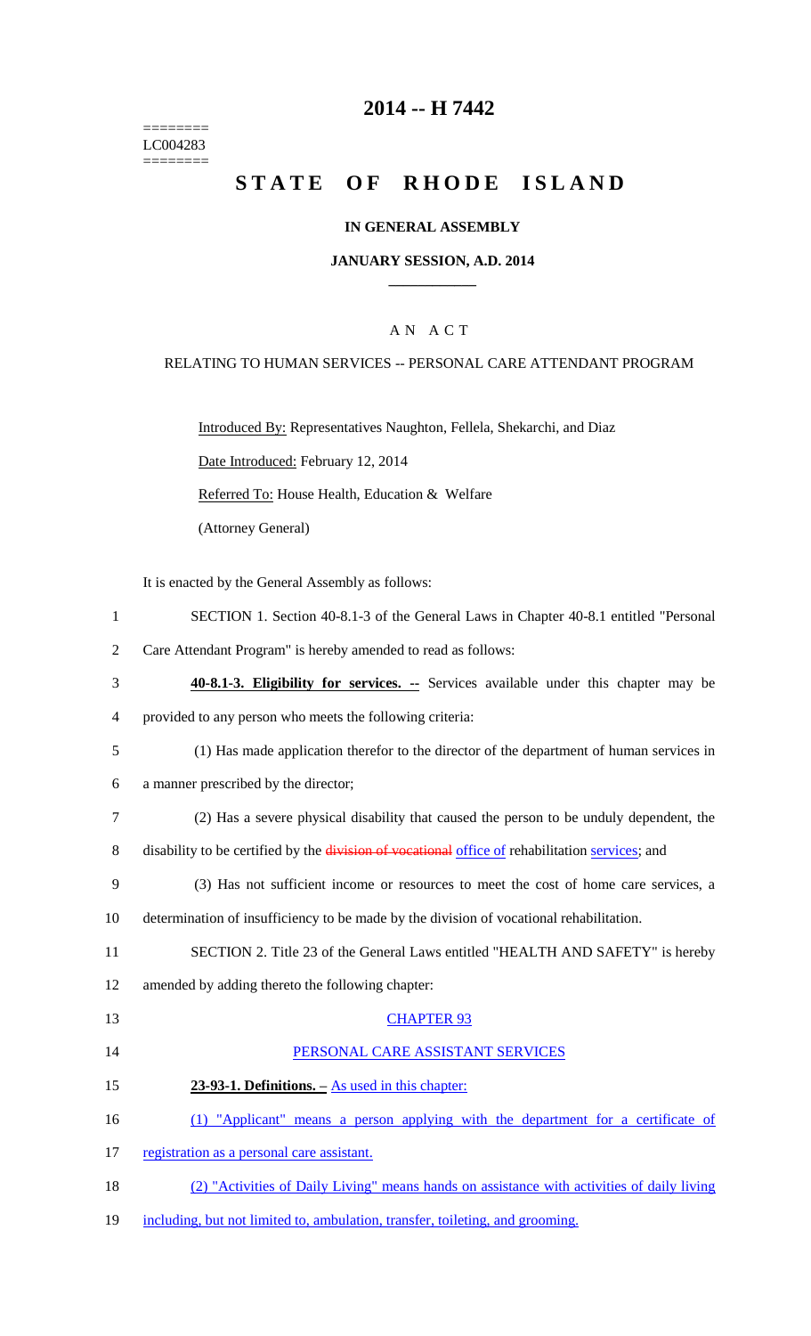========
LC004283
========

# 2014 -- H 7442

# STATE OF RHODE ISLAND

## IN GENERAL ASSEMBLY

### JANUARY SESSION, A.D. 2014

## A N A C T

RELATING TO HUMAN SERVICES -- PERSONAL CARE ATTENDANT PROGRAM

Introduced By: Representatives Naughton, Fellela, Shekarchi, and Diaz

Date Introduced: February 12, 2014

Referred To: House Health, Education & Welfare

(Attorney General)

It is enacted by the General Assembly as follows:

SECTION 1. Section 40-8.1-3 of the General Laws in Chapter 40-8.1 entitled "Personal Care Attendant Program" is hereby amended to read as follows:

**40-8.1-3. Eligibility for services. --** Services available under this chapter may be provided to any person who meets the following criteria:

(1) Has made application therefor to the director of the department of human services in a manner prescribed by the director;

(2) Has a severe physical disability that caused the person to be unduly dependent, the disability to be certified by the ~~division of vocational~~ office of rehabilitation services; and

(3) Has not sufficient income or resources to meet the cost of home care services, a determination of insufficiency to be made by the division of vocational rehabilitation.

SECTION 2. Title 23 of the General Laws entitled "HEALTH AND SAFETY" is hereby amended by adding thereto the following chapter:

CHAPTER 93

PERSONAL CARE ASSISTANT SERVICES

**23-93-1. Definitions. –** As used in this chapter:

(1) "Applicant" means a person applying with the department for a certificate of registration as a personal care assistant.

(2) "Activities of Daily Living" means hands on assistance with activities of daily living including, but not limited to, ambulation, transfer, toileting, and grooming.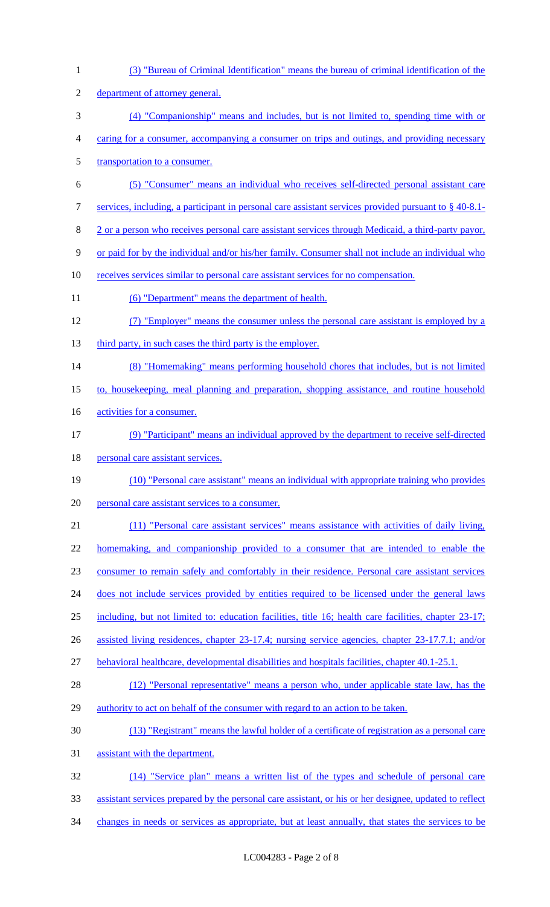(3) "Bureau of Criminal Identification" means the bureau of criminal identification of the department of attorney general.

(4) "Companionship" means and includes, but is not limited to, spending time with or caring for a consumer, accompanying a consumer on trips and outings, and providing necessary transportation to a consumer.

(5) "Consumer" means an individual who receives self-directed personal assistant care services, including, a participant in personal care assistant services provided pursuant to § 40-8.1-2 or a person who receives personal care assistant services through Medicaid, a third-party payor, or paid for by the individual and/or his/her family. Consumer shall not include an individual who receives services similar to personal care assistant services for no compensation.

(6) "Department" means the department of health.

(7) "Employer" means the consumer unless the personal care assistant is employed by a third party, in such cases the third party is the employer.

(8) "Homemaking" means performing household chores that includes, but is not limited to, housekeeping, meal planning and preparation, shopping assistance, and routine household activities for a consumer.

(9) "Participant" means an individual approved by the department to receive self-directed personal care assistant services.

(10) "Personal care assistant" means an individual with appropriate training who provides personal care assistant services to a consumer.

(11) "Personal care assistant services" means assistance with activities of daily living, homemaking, and companionship provided to a consumer that are intended to enable the consumer to remain safely and comfortably in their residence. Personal care assistant services does not include services provided by entities required to be licensed under the general laws including, but not limited to: education facilities, title 16; health care facilities, chapter 23-17; assisted living residences, chapter 23-17.4; nursing service agencies, chapter 23-17.7.1; and/or behavioral healthcare, developmental disabilities and hospitals facilities, chapter 40.1-25.1.

(12) "Personal representative" means a person who, under applicable state law, has the authority to act on behalf of the consumer with regard to an action to be taken.

(13) "Registrant" means the lawful holder of a certificate of registration as a personal care assistant with the department.

(14) "Service plan" means a written list of the types and schedule of personal care assistant services prepared by the personal care assistant, or his or her designee, updated to reflect changes in needs or services as appropriate, but at least annually, that states the services to be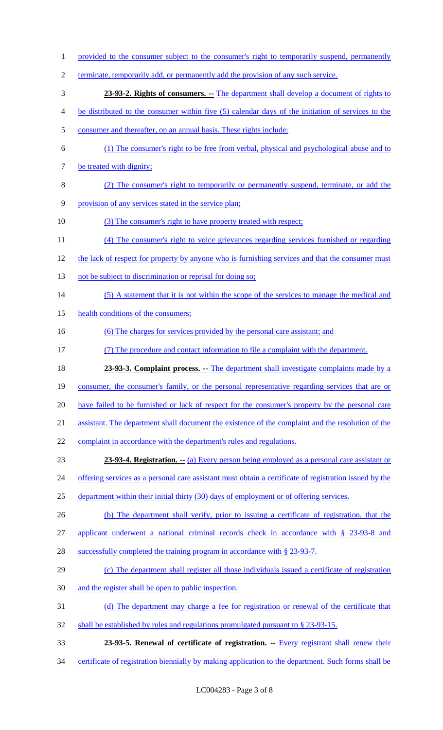provided to the consumer subject to the consumer's right to temporarily suspend, permanently terminate, temporarily add, or permanently add the provision of any such service.

**23-93-2. Rights of consumers. --** The department shall develop a document of rights to be distributed to the consumer within five (5) calendar days of the initiation of services to the consumer and thereafter, on an annual basis. These rights include:

(1) The consumer's right to be free from verbal, physical and psychological abuse and to be treated with dignity;

(2) The consumer's right to temporarily or permanently suspend, terminate, or add the provision of any services stated in the service plan;

(3) The consumer's right to have property treated with respect;

(4) The consumer's right to voice grievances regarding services furnished or regarding the lack of respect for property by anyone who is furnishing services and that the consumer must not be subject to discrimination or reprisal for doing so;

(5) A statement that it is not within the scope of the services to manage the medical and health conditions of the consumers;

(6) The charges for services provided by the personal care assistant; and

(7) The procedure and contact information to file a complaint with the department.

**23-93-3. Complaint process. --** The department shall investigate complaints made by a consumer, the consumer's family, or the personal representative regarding services that are or have failed to be furnished or lack of respect for the consumer's property by the personal care assistant. The department shall document the existence of the complaint and the resolution of the complaint in accordance with the department's rules and regulations.

**23-93-4. Registration. --** (a) Every person being employed as a personal care assistant or offering services as a personal care assistant must obtain a certificate of registration issued by the department within their initial thirty (30) days of employment or of offering services.

(b) The department shall verify, prior to issuing a certificate of registration, that the applicant underwent a national criminal records check in accordance with § 23-93-8 and successfully completed the training program in accordance with § 23-93-7.

(c) The department shall register all those individuals issued a certificate of registration and the register shall be open to public inspection.

(d) The department may charge a fee for registration or renewal of the certificate that shall be established by rules and regulations promulgated pursuant to § 23-93-15.

**23-93-5. Renewal of certificate of registration. --** Every registrant shall renew their certificate of registration biennially by making application to the department. Such forms shall be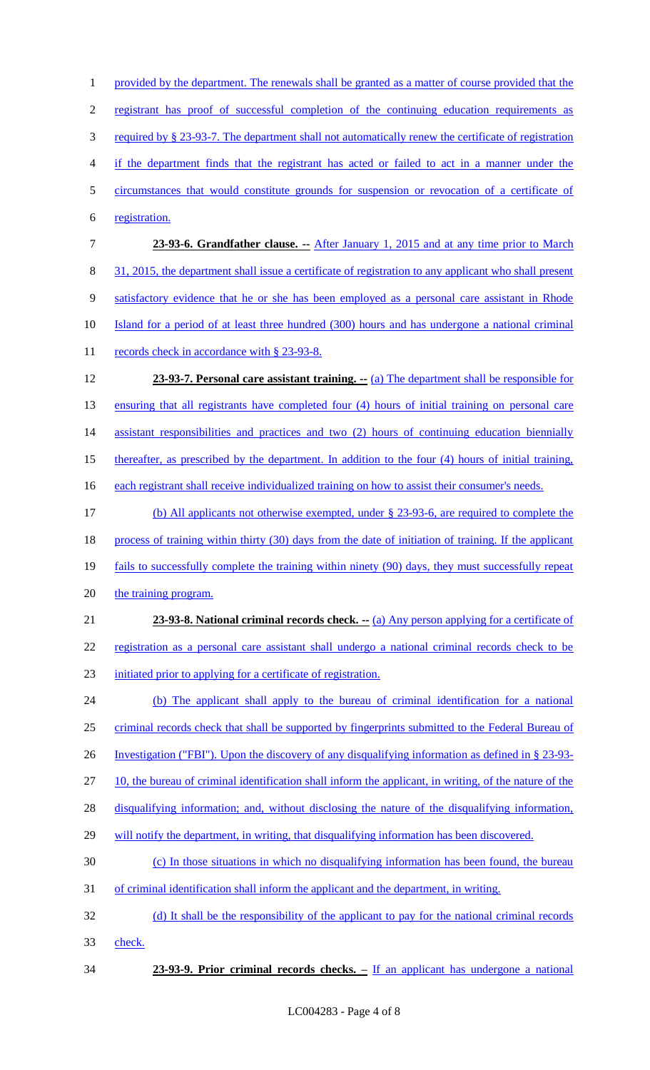provided by the department. The renewals shall be granted as a matter of course provided that the registrant has proof of successful completion of the continuing education requirements as required by § 23-93-7. The department shall not automatically renew the certificate of registration if the department finds that the registrant has acted or failed to act in a manner under the circumstances that would constitute grounds for suspension or revocation of a certificate of registration.

**23-93-6. Grandfather clause. --** After January 1, 2015 and at any time prior to March 31, 2015, the department shall issue a certificate of registration to any applicant who shall present satisfactory evidence that he or she has been employed as a personal care assistant in Rhode Island for a period of at least three hundred (300) hours and has undergone a national criminal records check in accordance with § 23-93-8.

**23-93-7. Personal care assistant training. --** (a) The department shall be responsible for ensuring that all registrants have completed four (4) hours of initial training on personal care assistant responsibilities and practices and two (2) hours of continuing education biennially thereafter, as prescribed by the department. In addition to the four (4) hours of initial training, each registrant shall receive individualized training on how to assist their consumer's needs.

(b) All applicants not otherwise exempted, under § 23-93-6, are required to complete the process of training within thirty (30) days from the date of initiation of training. If the applicant fails to successfully complete the training within ninety (90) days, they must successfully repeat the training program.

**23-93-8. National criminal records check. --** (a) Any person applying for a certificate of registration as a personal care assistant shall undergo a national criminal records check to be initiated prior to applying for a certificate of registration.

(b) The applicant shall apply to the bureau of criminal identification for a national criminal records check that shall be supported by fingerprints submitted to the Federal Bureau of Investigation ("FBI"). Upon the discovery of any disqualifying information as defined in § 23-93-10, the bureau of criminal identification shall inform the applicant, in writing, of the nature of the disqualifying information; and, without disclosing the nature of the disqualifying information, will notify the department, in writing, that disqualifying information has been discovered.

(c) In those situations in which no disqualifying information has been found, the bureau of criminal identification shall inform the applicant and the department, in writing.

(d) It shall be the responsibility of the applicant to pay for the national criminal records check.

**23-93-9. Prior criminal records checks. –** If an applicant has undergone a national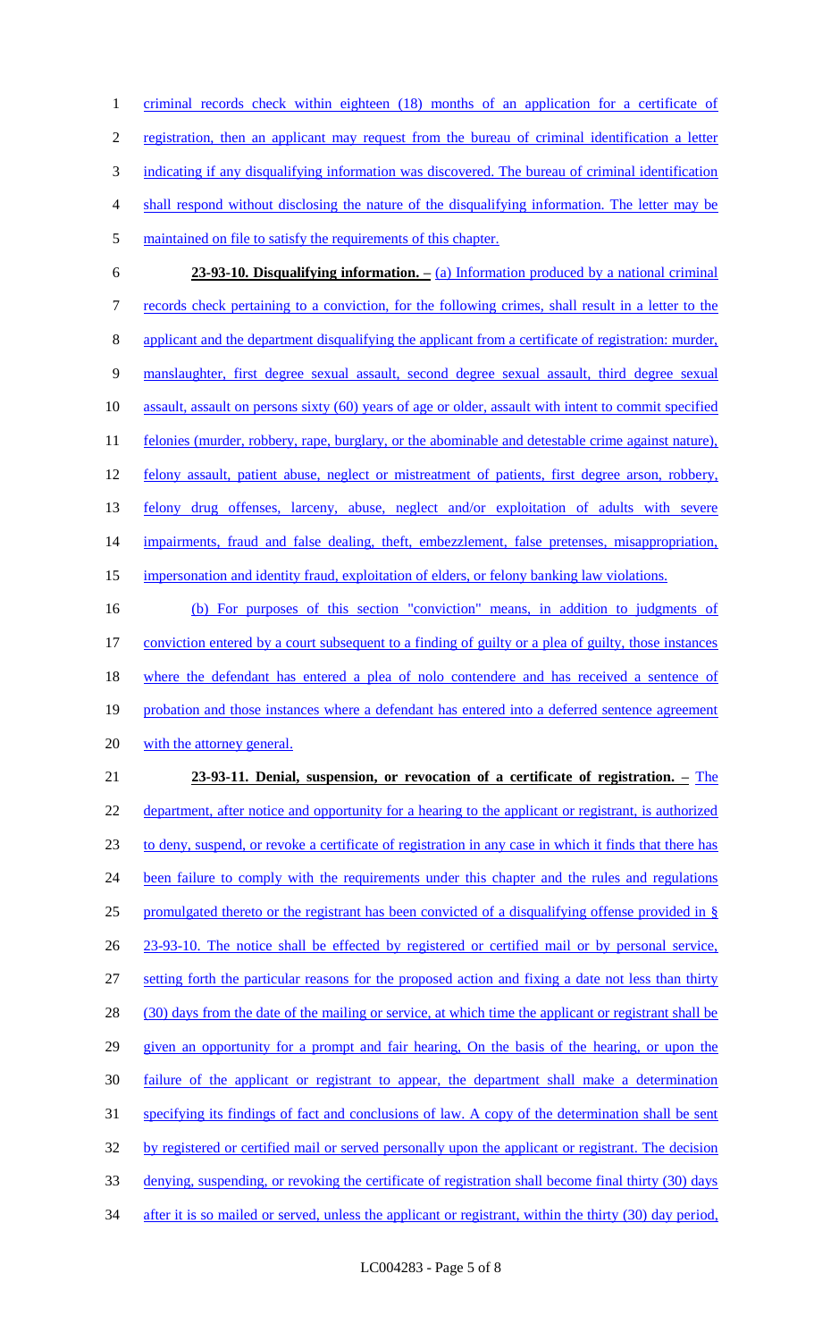criminal records check within eighteen (18) months of an application for a certificate of registration, then an applicant may request from the bureau of criminal identification a letter indicating if any disqualifying information was discovered. The bureau of criminal identification shall respond without disclosing the nature of the disqualifying information. The letter may be maintained on file to satisfy the requirements of this chapter.

**23-93-10. Disqualifying information. –** (a) Information produced by a national criminal records check pertaining to a conviction, for the following crimes, shall result in a letter to the applicant and the department disqualifying the applicant from a certificate of registration: murder, manslaughter, first degree sexual assault, second degree sexual assault, third degree sexual assault, assault on persons sixty (60) years of age or older, assault with intent to commit specified felonies (murder, robbery, rape, burglary, or the abominable and detestable crime against nature), felony assault, patient abuse, neglect or mistreatment of patients, first degree arson, robbery, felony drug offenses, larceny, abuse, neglect and/or exploitation of adults with severe impairments, fraud and false dealing, theft, embezzlement, false pretenses, misappropriation, impersonation and identity fraud, exploitation of elders, or felony banking law violations.

(b) For purposes of this section "conviction" means, in addition to judgments of conviction entered by a court subsequent to a finding of guilty or a plea of guilty, those instances where the defendant has entered a plea of nolo contendere and has received a sentence of probation and those instances where a defendant has entered into a deferred sentence agreement with the attorney general.

**23-93-11. Denial, suspension, or revocation of a certificate of registration. –** The department, after notice and opportunity for a hearing to the applicant or registrant, is authorized to deny, suspend, or revoke a certificate of registration in any case in which it finds that there has been failure to comply with the requirements under this chapter and the rules and regulations promulgated thereto or the registrant has been convicted of a disqualifying offense provided in § 23-93-10. The notice shall be effected by registered or certified mail or by personal service, setting forth the particular reasons for the proposed action and fixing a date not less than thirty (30) days from the date of the mailing or service, at which time the applicant or registrant shall be given an opportunity for a prompt and fair hearing, On the basis of the hearing, or upon the failure of the applicant or registrant to appear, the department shall make a determination specifying its findings of fact and conclusions of law. A copy of the determination shall be sent by registered or certified mail or served personally upon the applicant or registrant. The decision denying, suspending, or revoking the certificate of registration shall become final thirty (30) days after it is so mailed or served, unless the applicant or registrant, within the thirty (30) day period,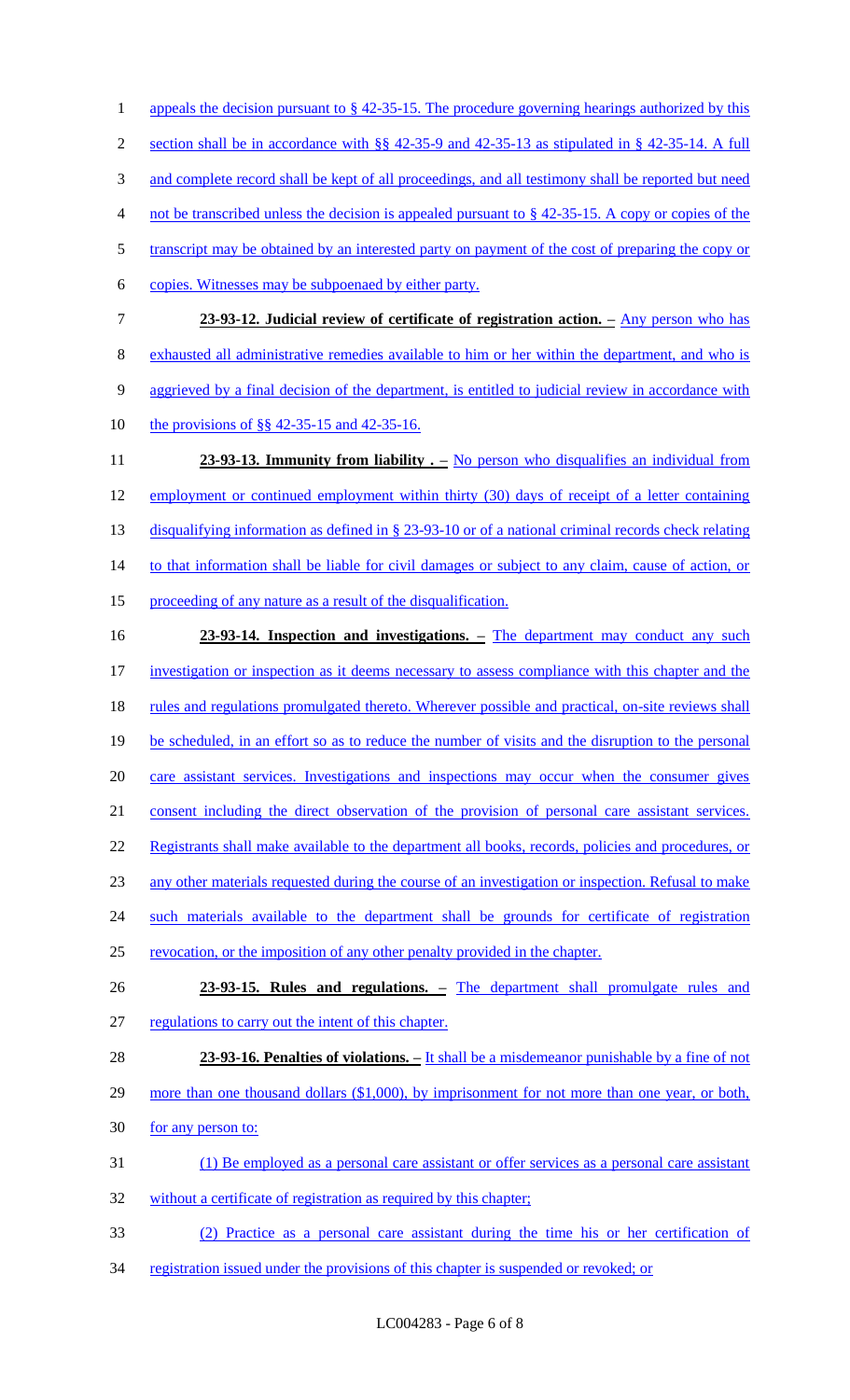appeals the decision pursuant to § 42-35-15. The procedure governing hearings authorized by this section shall be in accordance with §§ 42-35-9 and 42-35-13 as stipulated in § 42-35-14. A full and complete record shall be kept of all proceedings, and all testimony shall be reported but need not be transcribed unless the decision is appealed pursuant to § 42-35-15. A copy or copies of the transcript may be obtained by an interested party on payment of the cost of preparing the copy or copies. Witnesses may be subpoenaed by either party.

**23-93-12. Judicial review of certificate of registration action. –** Any person who has exhausted all administrative remedies available to him or her within the department, and who is aggrieved by a final decision of the department, is entitled to judicial review in accordance with the provisions of §§ 42-35-15 and 42-35-16.

**23-93-13. Immunity from liability . –** No person who disqualifies an individual from employment or continued employment within thirty (30) days of receipt of a letter containing disqualifying information as defined in § 23-93-10 or of a national criminal records check relating to that information shall be liable for civil damages or subject to any claim, cause of action, or proceeding of any nature as a result of the disqualification.

**23-93-14. Inspection and investigations. –** The department may conduct any such investigation or inspection as it deems necessary to assess compliance with this chapter and the rules and regulations promulgated thereto. Wherever possible and practical, on-site reviews shall be scheduled, in an effort so as to reduce the number of visits and the disruption to the personal care assistant services. Investigations and inspections may occur when the consumer gives consent including the direct observation of the provision of personal care assistant services. Registrants shall make available to the department all books, records, policies and procedures, or any other materials requested during the course of an investigation or inspection. Refusal to make such materials available to the department shall be grounds for certificate of registration revocation, or the imposition of any other penalty provided in the chapter.

**23-93-15. Rules and regulations. –** The department shall promulgate rules and regulations to carry out the intent of this chapter.

**23-93-16. Penalties of violations. –** It shall be a misdemeanor punishable by a fine of not more than one thousand dollars ($1,000), by imprisonment for not more than one year, or both, for any person to:

(1) Be employed as a personal care assistant or offer services as a personal care assistant without a certificate of registration as required by this chapter;

(2) Practice as a personal care assistant during the time his or her certification of registration issued under the provisions of this chapter is suspended or revoked; or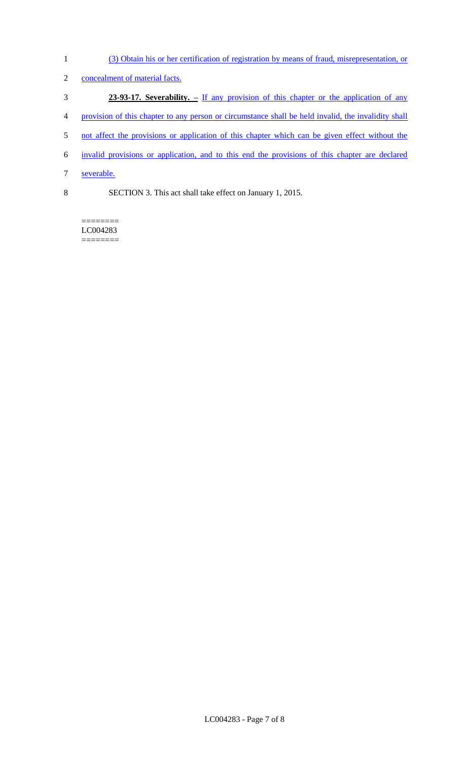(3) Obtain his or her certification of registration by means of fraud, misrepresentation, or concealment of material facts.

**23-93-17. Severability. –** If any provision of this chapter or the application of any provision of this chapter to any person or circumstance shall be held invalid, the invalidity shall not affect the provisions or application of this chapter which can be given effect without the invalid provisions or application, and to this end the provisions of this chapter are declared severable.

SECTION 3. This act shall take effect on January 1, 2015.

========
LC004283
========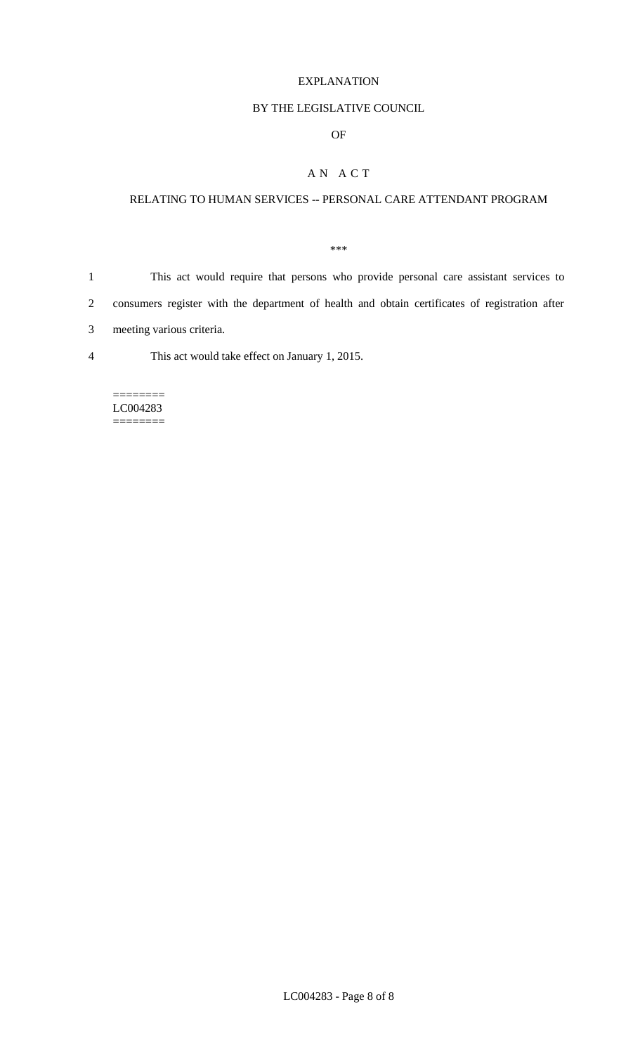EXPLANATION

BY THE LEGISLATIVE COUNCIL

OF

A N A C T

RELATING TO HUMAN SERVICES -- PERSONAL CARE ATTENDANT PROGRAM

\*\*\*

This act would require that persons who provide personal care assistant services to consumers register with the department of health and obtain certificates of registration after meeting various criteria.

This act would take effect on January 1, 2015.

========
LC004283
========